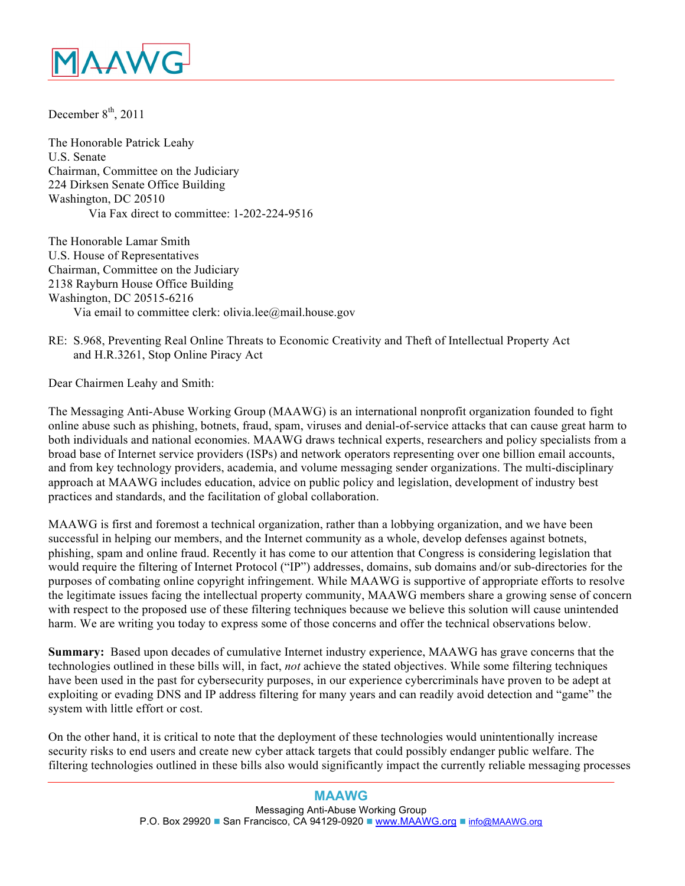MAAWG

December 8th, 2011

The Honorable Patrick Leahy
U.S. Senate
Chairman, Committee on the Judiciary
224 Dirksen Senate Office Building
Washington, DC 20510
Via Fax direct to committee: 1-202-224-9516

The Honorable Lamar Smith
U.S. House of Representatives
Chairman, Committee on the Judiciary
2138 Rayburn House Office Building
Washington, DC 20515-6216
Via email to committee clerk: olivia.lee@mail.house.gov

RE: S.968, Preventing Real Online Threats to Economic Creativity and Theft of Intellectual Property Act and H.R.3261, Stop Online Piracy Act

Dear Chairmen Leahy and Smith:

The Messaging Anti-Abuse Working Group (MAAWG) is an international nonprofit organization founded to fight online abuse such as phishing, botnets, fraud, spam, viruses and denial-of-service attacks that can cause great harm to both individuals and national economies. MAAWG draws technical experts, researchers and policy specialists from a broad base of Internet service providers (ISPs) and network operators representing over one billion email accounts, and from key technology providers, academia, and volume messaging sender organizations. The multi-disciplinary approach at MAAWG includes education, advice on public policy and legislation, development of industry best practices and standards, and the facilitation of global collaboration.

MAAWG is first and foremost a technical organization, rather than a lobbying organization, and we have been successful in helping our members, and the Internet community as a whole, develop defenses against botnets, phishing, spam and online fraud. Recently it has come to our attention that Congress is considering legislation that would require the filtering of Internet Protocol ("IP") addresses, domains, sub domains and/or sub-directories for the purposes of combating online copyright infringement. While MAAWG is supportive of appropriate efforts to resolve the legitimate issues facing the intellectual property community, MAAWG members share a growing sense of concern with respect to the proposed use of these filtering techniques because we believe this solution will cause unintended harm. We are writing you today to express some of those concerns and offer the technical observations below.

**Summary:** Based upon decades of cumulative Internet industry experience, MAAWG has grave concerns that the technologies outlined in these bills will, in fact, *not* achieve the stated objectives. While some filtering techniques have been used in the past for cybersecurity purposes, in our experience cybercriminals have proven to be adept at exploiting or evading DNS and IP address filtering for many years and can readily avoid detection and "game" the system with little effort or cost.

On the other hand, it is critical to note that the deployment of these technologies would unintentionally increase security risks to end users and create new cyber attack targets that could possibly endanger public welfare. The filtering technologies outlined in these bills also would significantly impact the currently reliable messaging processes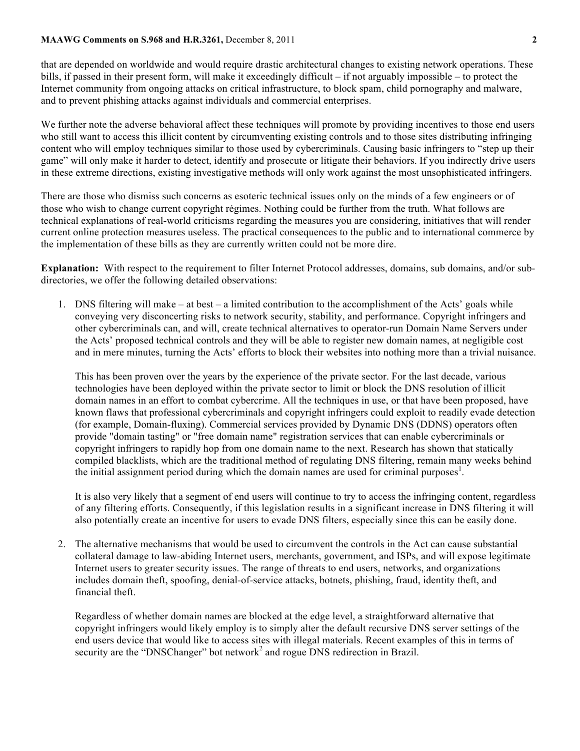that are depended on worldwide and would require drastic architectural changes to existing network operations. These bills, if passed in their present form, will make it exceedingly difficult – if not arguably impossible – to protect the Internet community from ongoing attacks on critical infrastructure, to block spam, child pornography and malware, and to prevent phishing attacks against individuals and commercial enterprises.

We further note the adverse behavioral affect these techniques will promote by providing incentives to those end users who still want to access this illicit content by circumventing existing controls and to those sites distributing infringing content who will employ techniques similar to those used by cybercriminals. Causing basic infringers to "step up their game" will only make it harder to detect, identify and prosecute or litigate their behaviors. If you indirectly drive users in these extreme directions, existing investigative methods will only work against the most unsophisticated infringers.

There are those who dismiss such concerns as esoteric technical issues only on the minds of a few engineers or of those who wish to change current copyright régimes. Nothing could be further from the truth. What follows are technical explanations of real-world criticisms regarding the measures you are considering, initiatives that will render current online protection measures useless. The practical consequences to the public and to international commerce by the implementation of these bills as they are currently written could not be more dire.

**Explanation:** With respect to the requirement to filter Internet Protocol addresses, domains, sub domains, and/or sub-directories, we offer the following detailed observations:

1. DNS filtering will make – at best – a limited contribution to the accomplishment of the Acts' goals while conveying very disconcerting risks to network security, stability, and performance. Copyright infringers and other cybercriminals can, and will, create technical alternatives to operator-run Domain Name Servers under the Acts' proposed technical controls and they will be able to register new domain names, at negligible cost and in mere minutes, turning the Acts' efforts to block their websites into nothing more than a trivial nuisance.

   This has been proven over the years by the experience of the private sector. For the last decade, various technologies have been deployed within the private sector to limit or block the DNS resolution of illicit domain names in an effort to combat cybercrime. All the techniques in use, or that have been proposed, have known flaws that professional cybercriminals and copyright infringers could exploit to readily evade detection (for example, Domain-fluxing). Commercial services provided by Dynamic DNS (DDNS) operators often provide "domain tasting" or "free domain name" registration services that can enable cybercriminals or copyright infringers to rapidly hop from one domain name to the next. Research has shown that statically compiled blacklists, which are the traditional method of regulating DNS filtering, remain many weeks behind the initial assignment period during which the domain names are used for criminal purposes[1].

   It is also very likely that a segment of end users will continue to try to access the infringing content, regardless of any filtering efforts. Consequently, if this legislation results in a significant increase in DNS filtering it will also potentially create an incentive for users to evade DNS filters, especially since this can be easily done.

2. The alternative mechanisms that would be used to circumvent the controls in the Act can cause substantial collateral damage to law-abiding Internet users, merchants, government, and ISPs, and will expose legitimate Internet users to greater security issues. The range of threats to end users, networks, and organizations includes domain theft, spoofing, denial-of-service attacks, botnets, phishing, fraud, identity theft, and financial theft.

   Regardless of whether domain names are blocked at the edge level, a straightforward alternative that copyright infringers would likely employ is to simply alter the default recursive DNS server settings of the end users device that would like to access sites with illegal materials. Recent examples of this in terms of security are the "DNSChanger" bot network[2] and rogue DNS redirection in Brazil.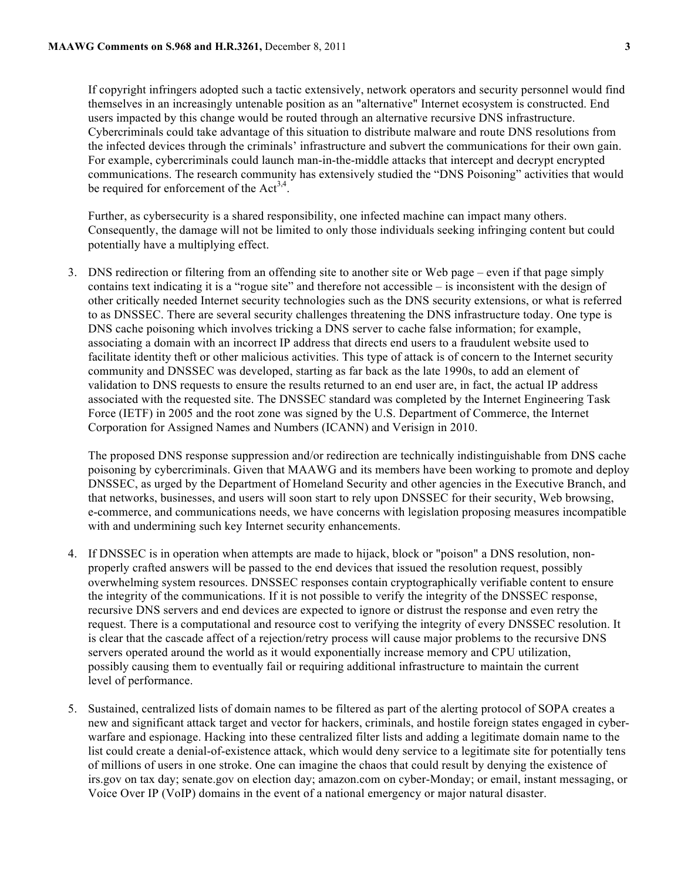If copyright infringers adopted such a tactic extensively, network operators and security personnel would find themselves in an increasingly untenable position as an "alternative" Internet ecosystem is constructed. End users impacted by this change would be routed through an alternative recursive DNS infrastructure. Cybercriminals could take advantage of this situation to distribute malware and route DNS resolutions from the infected devices through the criminals' infrastructure and subvert the communications for their own gain. For example, cybercriminals could launch man-in-the-middle attacks that intercept and decrypt encrypted communications. The research community has extensively studied the "DNS Poisoning" activities that would be required for enforcement of the Act[3,4].

Further, as cybersecurity is a shared responsibility, one infected machine can impact many others. Consequently, the damage will not be limited to only those individuals seeking infringing content but could potentially have a multiplying effect.

3. DNS redirection or filtering from an offending site to another site or Web page – even if that page simply contains text indicating it is a "rogue site" and therefore not accessible – is inconsistent with the design of other critically needed Internet security technologies such as the DNS security extensions, or what is referred to as DNSSEC. There are several security challenges threatening the DNS infrastructure today. One type is DNS cache poisoning which involves tricking a DNS server to cache false information; for example, associating a domain with an incorrect IP address that directs end users to a fraudulent website used to facilitate identity theft or other malicious activities. This type of attack is of concern to the Internet security community and DNSSEC was developed, starting as far back as the late 1990s, to add an element of validation to DNS requests to ensure the results returned to an end user are, in fact, the actual IP address associated with the requested site. The DNSSEC standard was completed by the Internet Engineering Task Force (IETF) in 2005 and the root zone was signed by the U.S. Department of Commerce, the Internet Corporation for Assigned Names and Numbers (ICANN) and Verisign in 2010.

   The proposed DNS response suppression and/or redirection are technically indistinguishable from DNS cache poisoning by cybercriminals. Given that MAAWG and its members have been working to promote and deploy DNSSEC, as urged by the Department of Homeland Security and other agencies in the Executive Branch, and that networks, businesses, and users will soon start to rely upon DNSSEC for their security, Web browsing, e-commerce, and communications needs, we have concerns with legislation proposing measures incompatible with and undermining such key Internet security enhancements.

4. If DNSSEC is in operation when attempts are made to hijack, block or "poison" a DNS resolution, non-properly crafted answers will be passed to the end devices that issued the resolution request, possibly overwhelming system resources. DNSSEC responses contain cryptographically verifiable content to ensure the integrity of the communications. If it is not possible to verify the integrity of the DNSSEC response, recursive DNS servers and end devices are expected to ignore or distrust the response and even retry the request. There is a computational and resource cost to verifying the integrity of every DNSSEC resolution. It is clear that the cascade affect of a rejection/retry process will cause major problems to the recursive DNS servers operated around the world as it would exponentially increase memory and CPU utilization, possibly causing them to eventually fail or requiring additional infrastructure to maintain the current level of performance.

5. Sustained, centralized lists of domain names to be filtered as part of the alerting protocol of SOPA creates a new and significant attack target and vector for hackers, criminals, and hostile foreign states engaged in cyber-warfare and espionage. Hacking into these centralized filter lists and adding a legitimate domain name to the list could create a denial-of-existence attack, which would deny service to a legitimate site for potentially tens of millions of users in one stroke. One can imagine the chaos that could result by denying the existence of irs.gov on tax day; senate.gov on election day; amazon.com on cyber-Monday; or email, instant messaging, or Voice Over IP (VoIP) domains in the event of a national emergency or major natural disaster.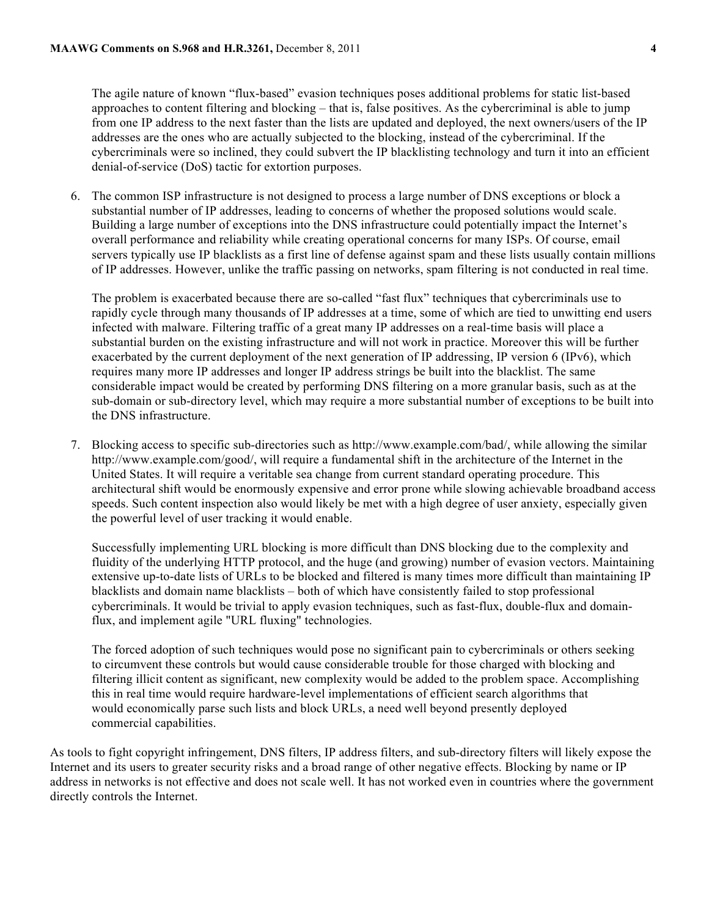The agile nature of known “flux-based” evasion techniques poses additional problems for static list-based approaches to content filtering and blocking – that is, false positives. As the cybercriminal is able to jump from one IP address to the next faster than the lists are updated and deployed, the next owners/users of the IP addresses are the ones who are actually subjected to the blocking, instead of the cybercriminal. If the cybercriminals were so inclined, they could subvert the IP blacklisting technology and turn it into an efficient denial-of-service (DoS) tactic for extortion purposes.

6. The common ISP infrastructure is not designed to process a large number of DNS exceptions or block a substantial number of IP addresses, leading to concerns of whether the proposed solutions would scale. Building a large number of exceptions into the DNS infrastructure could potentially impact the Internet’s overall performance and reliability while creating operational concerns for many ISPs. Of course, email servers typically use IP blacklists as a first line of defense against spam and these lists usually contain millions of IP addresses. However, unlike the traffic passing on networks, spam filtering is not conducted in real time.

   The problem is exacerbated because there are so-called “fast flux” techniques that cybercriminals use to rapidly cycle through many thousands of IP addresses at a time, some of which are tied to unwitting end users infected with malware. Filtering traffic of a great many IP addresses on a real-time basis will place a substantial burden on the existing infrastructure and will not work in practice. Moreover this will be further exacerbated by the current deployment of the next generation of IP addressing, IP version 6 (IPv6), which requires many more IP addresses and longer IP address strings be built into the blacklist. The same considerable impact would be created by performing DNS filtering on a more granular basis, such as at the sub-domain or sub-directory level, which may require a more substantial number of exceptions to be built into the DNS infrastructure.

7. Blocking access to specific sub-directories such as http://www.example.com/bad/, while allowing the similar http://www.example.com/good/, will require a fundamental shift in the architecture of the Internet in the United States. It will require a veritable sea change from current standard operating procedure. This architectural shift would be enormously expensive and error prone while slowing achievable broadband access speeds. Such content inspection also would likely be met with a high degree of user anxiety, especially given the powerful level of user tracking it would enable.

   Successfully implementing URL blocking is more difficult than DNS blocking due to the complexity and fluidity of the underlying HTTP protocol, and the huge (and growing) number of evasion vectors. Maintaining extensive up-to-date lists of URLs to be blocked and filtered is many times more difficult than maintaining IP blacklists and domain name blacklists – both of which have consistently failed to stop professional cybercriminals. It would be trivial to apply evasion techniques, such as fast-flux, double-flux and domain-flux, and implement agile "URL fluxing" technologies.

   The forced adoption of such techniques would pose no significant pain to cybercriminals or others seeking to circumvent these controls but would cause considerable trouble for those charged with blocking and filtering illicit content as significant, new complexity would be added to the problem space. Accomplishing this in real time would require hardware-level implementations of efficient search algorithms that would economically parse such lists and block URLs, a need well beyond presently deployed commercial capabilities.

As tools to fight copyright infringement, DNS filters, IP address filters, and sub-directory filters will likely expose the Internet and its users to greater security risks and a broad range of other negative effects. Blocking by name or IP address in networks is not effective and does not scale well. It has not worked even in countries where the government directly controls the Internet.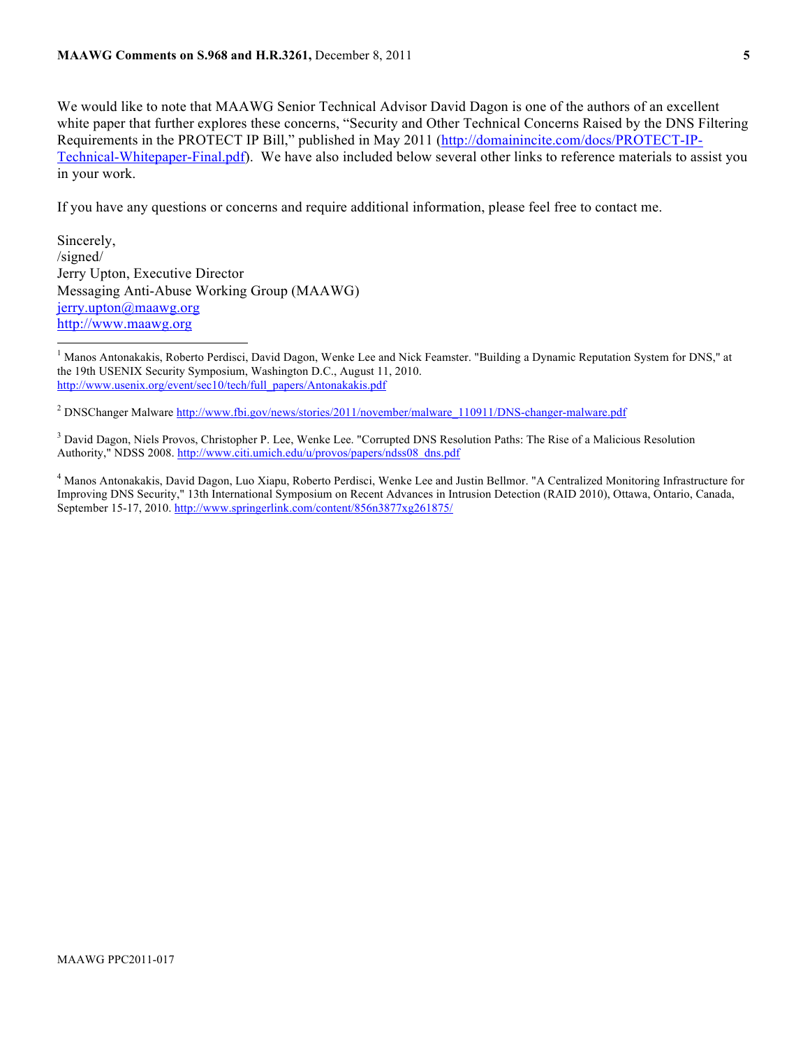We would like to note that MAAWG Senior Technical Advisor David Dagon is one of the authors of an excellent white paper that further explores these concerns, "Security and Other Technical Concerns Raised by the DNS Filtering Requirements in the PROTECT IP Bill," published in May 2011 (http://domainincite.com/docs/PROTECT-IP-Technical-Whitepaper-Final.pdf). We have also included below several other links to reference materials to assist you in your work.

If you have any questions or concerns and require additional information, please feel free to contact me.

Sincerely,  
/signed/  
Jerry Upton, Executive Director  
Messaging Anti-Abuse Working Group (MAAWG)  
jerry.upton@maawg.org  
http://www.maawg.org

---

[1] Manos Antonakakis, Roberto Perdisci, David Dagon, Wenke Lee and Nick Feamster. "Building a Dynamic Reputation System for DNS," at the 19th USENIX Security Symposium, Washington D.C., August 11, 2010. http://www.usenix.org/event/sec10/tech/full_papers/Antonakakis.pdf

[2] DNSChanger Malware http://www.fbi.gov/news/stories/2011/november/malware_110911/DNS-changer-malware.pdf

[3] David Dagon, Niels Provos, Christopher P. Lee, Wenke Lee. "Corrupted DNS Resolution Paths: The Rise of a Malicious Resolution Authority," NDSS 2008. http://www.citi.umich.edu/u/provos/papers/ndss08_dns.pdf

[4] Manos Antonakakis, David Dagon, Luo Xiapu, Roberto Perdisci, Wenke Lee and Justin Bellmor. "A Centralized Monitoring Infrastructure for Improving DNS Security," 13th International Symposium on Recent Advances in Intrusion Detection (RAID 2010), Ottawa, Ontario, Canada, September 15-17, 2010. http://www.springerlink.com/content/856n3877xg261875/

MAAWG PPC2011-017